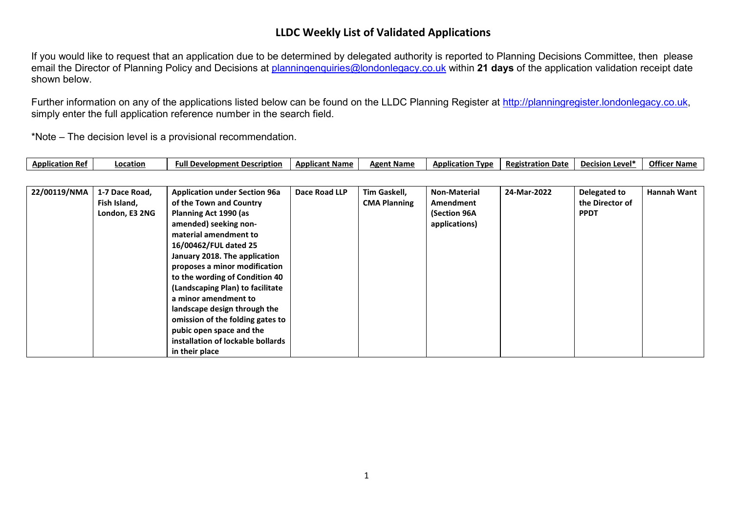# LLDC Weekly List of Validated Applications

If you would like to request that an application due to be determined by delegated authority is reported to Planning Decisions Committee, then please email the Director of Planning Policy and Decisions at planningenquiries@londonlegacy.co.uk within **21 days** of the application validation receipt date shown below.

Further information on any of the applications listed below can be found on the LLDC Planning Register at http://planningregister.londonlegacy.co.uk, simply enter the full application reference number in the search field.

*Note – The decision level is a provisional recommendation.

| Application Ref | Location | Full Development Description | Applicant Name | Agent Name | Application Type | Registration Date | Decision Level* | Officer Name |
|---|---|---|---|---|---|---|---|---|
| 22/00119/NMA | 1-7 Dace Road, Fish Island, London, E3 2NG | Application under Section 96a of the Town and Country Planning Act 1990 (as amended) seeking non-material amendment to 16/00462/FUL dated 25 January 2018. The application proposes a minor modification to the wording of Condition 40 (Landscaping Plan) to facilitate a minor amendment to landscape design through the omission of the folding gates to pubic open space and the installation of lockable bollards in their place | Dace Road LLP | Tim Gaskell, CMA Planning | Non-Material Amendment (Section 96A applications) | 24-Mar-2022 | Delegated to the Director of PPDT | Hannah Want |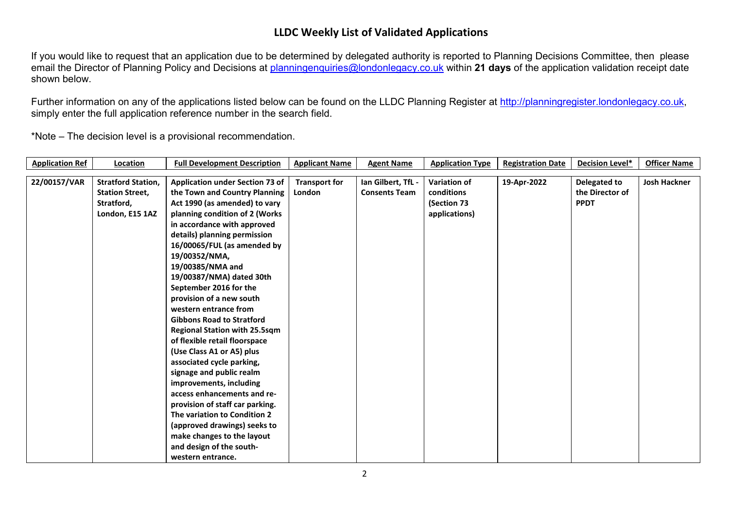# LLDC Weekly List of Validated Applications

If you would like to request that an application due to be determined by delegated authority is reported to Planning Decisions Committee, then please email the Director of Planning Policy and Decisions at planningenquiries@londonlegacy.co.uk within **21 days** of the application validation receipt date shown below.

Further information on any of the applications listed below can be found on the LLDC Planning Register at http://planningregister.londonlegacy.co.uk, simply enter the full application reference number in the search field.

*Note – The decision level is a provisional recommendation.

| Application Ref | Location | Full Development Description | Applicant Name | Agent Name | Application Type | Registration Date | Decision Level* | Officer Name |
|---|---|---|---|---|---|---|---|---|
| **22/00157/VAR** | **Stratford Station, Station Street, Stratford, London, E15 1AZ** | **Application under Section 73 of the Town and Country Planning Act 1990 (as amended) to vary planning condition of 2 (Works in accordance with approved details) planning permission 16/00065/FUL (as amended by 19/00352/NMA, 19/00385/NMA and 19/00387/NMA) dated 30th September 2016 for the provision of a new south western entrance from Gibbons Road to Stratford Regional Station with 25.5sqm of flexible retail floorspace (Use Class A1 or A5) plus associated cycle parking, signage and public realm improvements, including access enhancements and re-provision of staff car parking. The variation to Condition 2 (approved drawings) seeks to make changes to the layout and design of the south-western entrance.** | **Transport for London** | **Ian Gilbert, TfL - Consents Team** | **Variation of conditions (Section 73 applications)** | **19-Apr-2022** | **Delegated to the Director of PPDT** | **Josh Hackner** |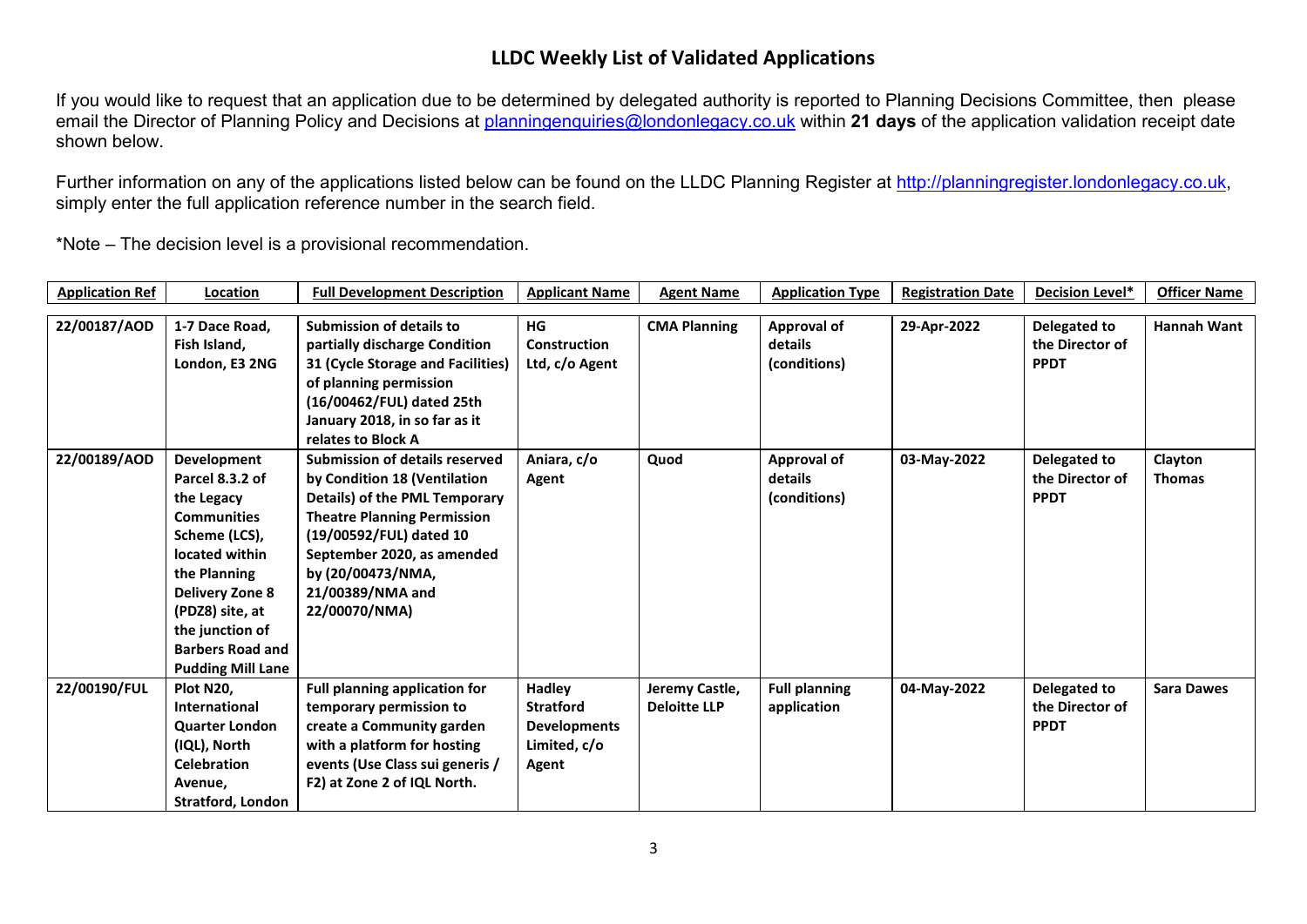# LLDC Weekly List of Validated Applications

If you would like to request that an application due to be determined by delegated authority is reported to Planning Decisions Committee, then please email the Director of Planning Policy and Decisions at planningenquiries@londonlegacy.co.uk within **21 days** of the application validation receipt date shown below.

Further information on any of the applications listed below can be found on the LLDC Planning Register at http://planningregister.londonlegacy.co.uk, simply enter the full application reference number in the search field.

*Note – The decision level is a provisional recommendation.

| Application Ref | Location | Full Development Description | Applicant Name | Agent Name | Application Type | Registration Date | Decision Level* | Officer Name |
|---|---|---|---|---|---|---|---|---|
| **22/00187/AOD** | **1-7 Dace Road, Fish Island, London, E3 2NG** | **Submission of details to partially discharge Condition 31 (Cycle Storage and Facilities) of planning permission (16/00462/FUL) dated 25th January 2018, in so far as it relates to Block A** | **HG Construction Ltd, c/o Agent** | **CMA Planning** | **Approval of details (conditions)** | **29-Apr-2022** | **Delegated to the Director of PPDT** | **Hannah Want** |
| **22/00189/AOD** | **Development Parcel 8.3.2 of the Legacy Communities Scheme (LCS), located within the Planning Delivery Zone 8 (PDZ8) site, at the junction of Barbers Road and Pudding Mill Lane** | **Submission of details reserved by Condition 18 (Ventilation Details) of the PML Temporary Theatre Planning Permission (19/00592/FUL) dated 10 September 2020, as amended by (20/00473/NMA, 21/00389/NMA and 22/00070/NMA)** | **Aniara, c/o Agent** | **Quod** | **Approval of details (conditions)** | **03-May-2022** | **Delegated to the Director of PPDT** | **Clayton Thomas** |
| **22/00190/FUL** | **Plot N20, International Quarter London (IQL), North Celebration Avenue, Stratford, London** | **Full planning application for temporary permission to create a Community garden with a platform for hosting events (Use Class sui generis / F2) at Zone 2 of IQL North.** | **Hadley Stratford Developments Limited, c/o Agent** | **Jeremy Castle, Deloitte LLP** | **Full planning application** | **04-May-2022** | **Delegated to the Director of PPDT** | **Sara Dawes** |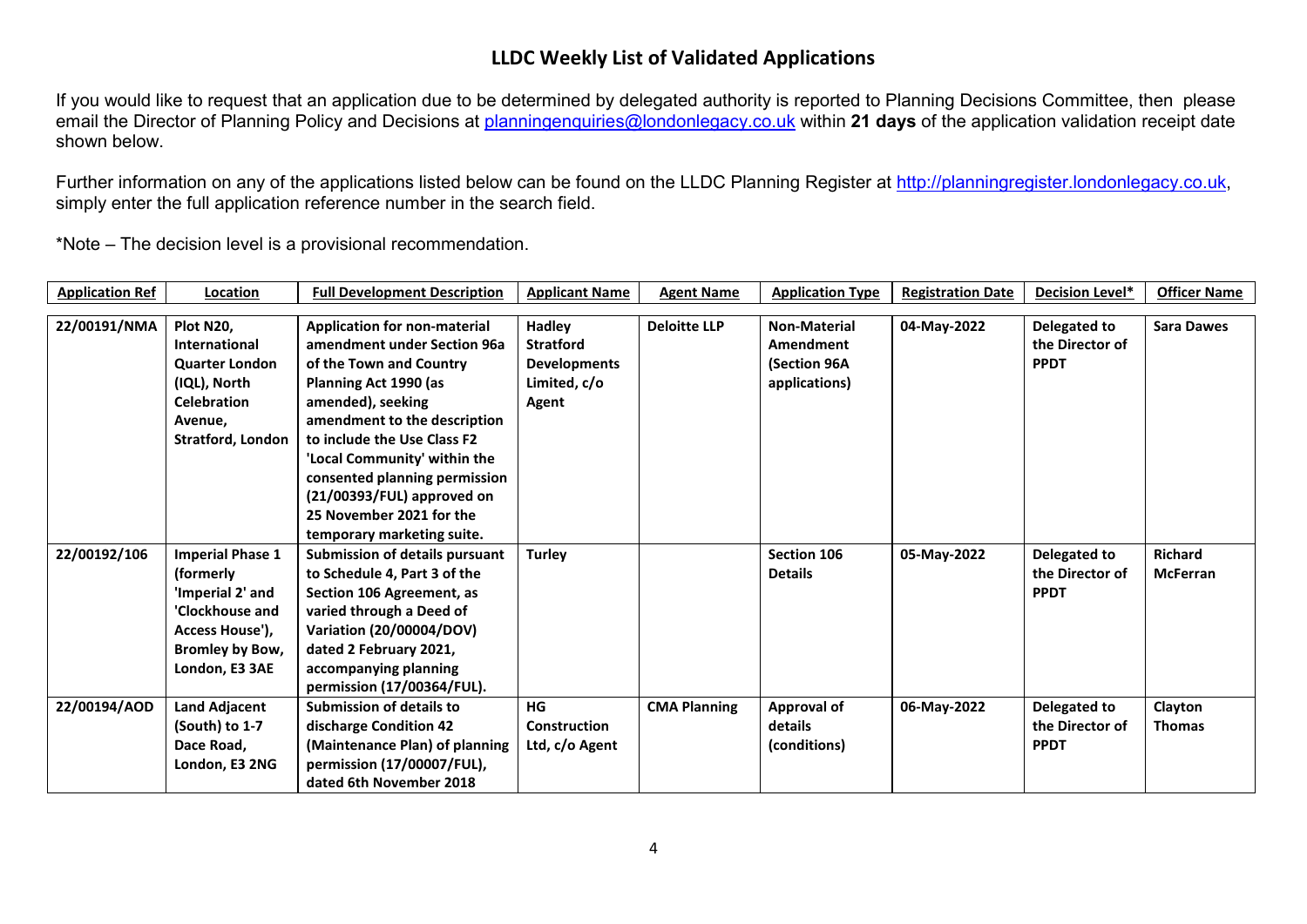# LLDC Weekly List of Validated Applications

If you would like to request that an application due to be determined by delegated authority is reported to Planning Decisions Committee, then please email the Director of Planning Policy and Decisions at planningenquiries@londonlegacy.co.uk within **21 days** of the application validation receipt date shown below.

Further information on any of the applications listed below can be found on the LLDC Planning Register at http://planningregister.londonlegacy.co.uk, simply enter the full application reference number in the search field.

*Note – The decision level is a provisional recommendation.

| Application Ref | Location | Full Development Description | Applicant Name | Agent Name | Application Type | Registration Date | Decision Level* | Officer Name |
|---|---|---|---|---|---|---|---|---|
| 22/00191/NMA | Plot N20, International Quarter London (IQL), North Celebration Avenue, Stratford, London | Application for non-material amendment under Section 96a of the Town and Country Planning Act 1990 (as amended), seeking amendment to the description to include the Use Class F2 'Local Community' within the consented planning permission (21/00393/FUL) approved on 25 November 2021 for the temporary marketing suite. | Hadley Stratford Developments Limited, c/o Agent | Deloitte LLP | Non-Material Amendment (Section 96A applications) | 04-May-2022 | Delegated to the Director of PPDT | Sara Dawes |
| 22/00192/106 | Imperial Phase 1 (formerly 'Imperial 2' and 'Clockhouse and Access House'), Bromley by Bow, London, E3 3AE | Submission of details pursuant to Schedule 4, Part 3 of the Section 106 Agreement, as varied through a Deed of Variation (20/00004/DOV) dated 2 February 2021, accompanying planning permission (17/00364/FUL). | Turley | | Section 106 Details | 05-May-2022 | Delegated to the Director of PPDT | Richard McFerran |
| 22/00194/AOD | Land Adjacent (South) to 1-7 Dace Road, London, E3 2NG | Submission of details to discharge Condition 42 (Maintenance Plan) of planning permission (17/00007/FUL), dated 6th November 2018 | HG Construction Ltd, c/o Agent | CMA Planning | Approval of details (conditions) | 06-May-2022 | Delegated to the Director of PPDT | Clayton Thomas |